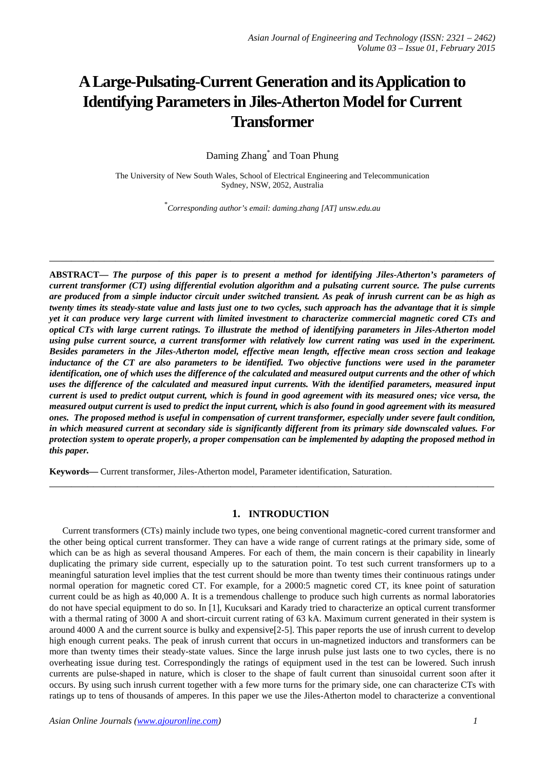# A Large-Pulsating-Current Generation and its Application to Identifying Parameters in Jiles-Atherton Model for Current Transformer

Daming Zhang* and Toan Phung

The University of New South Wales, School of Electrical Engineering and Telecommunication
Sydney, NSW, 2052, Australia

*Corresponding author's email: daming.zhang [AT] unsw.edu.au

---

**ABSTRACT—** ***The purpose of this paper is to present a method for identifying Jiles-Atherton's parameters of current transformer (CT) using differential evolution algorithm and a pulsating current source. The pulse currents are produced from a simple inductor circuit under switched transient. As peak of inrush current can be as high as twenty times its steady-state value and lasts just one to two cycles, such approach has the advantage that it is simple yet it can produce very large current with limited investment to characterize commercial magnetic cored CTs and optical CTs with large current ratings. To illustrate the method of identifying parameters in Jiles-Atherton model using pulse current source, a current transformer with relatively low current rating was used in the experiment. Besides parameters in the Jiles-Atherton model, effective mean length, effective mean cross section and leakage inductance of the CT are also parameters to be identified. Two objective functions were used in the parameter identification, one of which uses the difference of the calculated and measured output currents and the other of which uses the difference of the calculated and measured input currents. With the identified parameters, measured input current is used to predict output current, which is found in good agreement with its measured ones; vice versa, the measured output current is used to predict the input current, which is also found in good agreement with its measured ones. The proposed method is useful in compensation of current transformer, especially under severe fault condition, in which measured current at secondary side is significantly different from its primary side downscaled values. For protection system to operate properly, a proper compensation can be implemented by adapting the proposed method in this paper.***

**Keywords—** Current transformer, Jiles-Atherton model, Parameter identification, Saturation.

---

## 1. INTRODUCTION

Current transformers (CTs) mainly include two types, one being conventional magnetic-cored current transformer and the other being optical current transformer. They can have a wide range of current ratings at the primary side, some of which can be as high as several thousand Amperes. For each of them, the main concern is their capability in linearly duplicating the primary side current, especially up to the saturation point. To test such current transformers up to a meaningful saturation level implies that the test current should be more than twenty times their continuous ratings under normal operation for magnetic cored CT. For example, for a 2000:5 magnetic cored CT, its knee point of saturation current could be as high as 40,000 A. It is a tremendous challenge to produce such high currents as normal laboratories do not have special equipment to do so. In [1], Kucuksari and Karady tried to characterize an optical current transformer with a thermal rating of 3000 A and short-circuit current rating of 63 kA. Maximum current generated in their system is around 4000 A and the current source is bulky and expensive[2-5]. This paper reports the use of inrush current to develop high enough current peaks. The peak of inrush current that occurs in un-magnetized inductors and transformers can be more than twenty times their steady-state values. Since the large inrush pulse just lasts one to two cycles, there is no overheating issue during test. Correspondingly the ratings of equipment used in the test can be lowered. Such inrush currents are pulse-shaped in nature, which is closer to the shape of fault current than sinusoidal current soon after it occurs. By using such inrush current together with a few more turns for the primary side, one can characterize CTs with ratings up to tens of thousands of amperes. In this paper we use the Jiles-Atherton model to characterize a conventional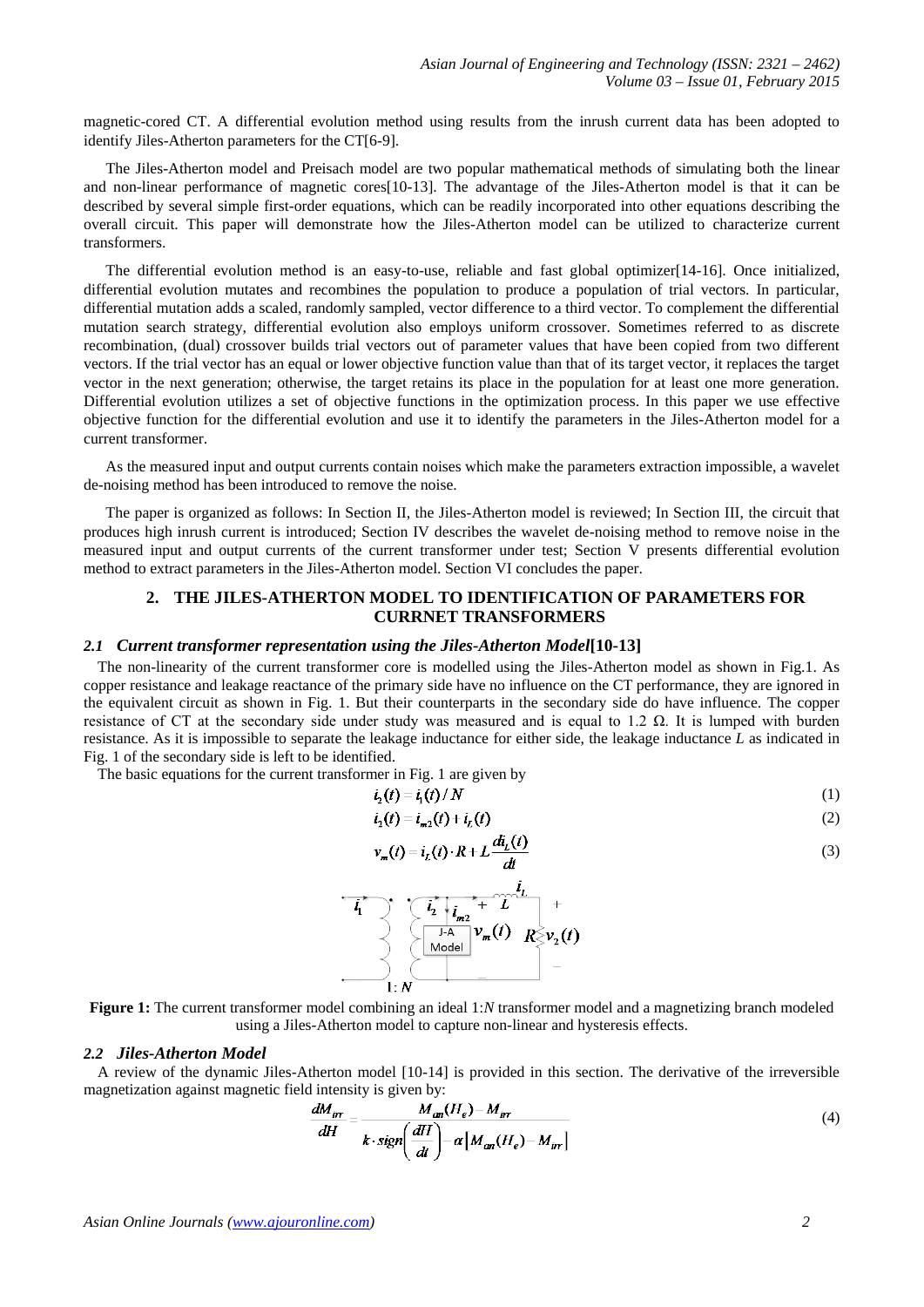magnetic-cored CT. A differential evolution method using results from the inrush current data has been adopted to identify Jiles-Atherton parameters for the CT[6-9].

The Jiles-Atherton model and Preisach model are two popular mathematical methods of simulating both the linear and non-linear performance of magnetic cores[10-13]. The advantage of the Jiles-Atherton model is that it can be described by several simple first-order equations, which can be readily incorporated into other equations describing the overall circuit. This paper will demonstrate how the Jiles-Atherton model can be utilized to characterize current transformers.

The differential evolution method is an easy-to-use, reliable and fast global optimizer[14-16]. Once initialized, differential evolution mutates and recombines the population to produce a population of trial vectors. In particular, differential mutation adds a scaled, randomly sampled, vector difference to a third vector. To complement the differential mutation search strategy, differential evolution also employs uniform crossover. Sometimes referred to as discrete recombination, (dual) crossover builds trial vectors out of parameter values that have been copied from two different vectors. If the trial vector has an equal or lower objective function value than that of its target vector, it replaces the target vector in the next generation; otherwise, the target retains its place in the population for at least one more generation. Differential evolution utilizes a set of objective functions in the optimization process. In this paper we use effective objective function for the differential evolution and use it to identify the parameters in the Jiles-Atherton model for a current transformer.

As the measured input and output currents contain noises which make the parameters extraction impossible, a wavelet de-noising method has been introduced to remove the noise.

The paper is organized as follows: In Section II, the Jiles-Atherton model is reviewed; In Section III, the circuit that produces high inrush current is introduced; Section IV describes the wavelet de-noising method to remove noise in the measured input and output currents of the current transformer under test; Section V presents differential evolution method to extract parameters in the Jiles-Atherton model. Section VI concludes the paper.

## 2. THE JILES-ATHERTON MODEL TO IDENTIFICATION OF PARAMETERS FOR CURRNET TRANSFORMERS

### *2.1 Current transformer representation using the Jiles-Atherton Model*[10-13]

The non-linearity of the current transformer core is modelled using the Jiles-Atherton model as shown in Fig.1. As copper resistance and leakage reactance of the primary side have no influence on the CT performance, they are ignored in the equivalent circuit as shown in Fig. 1. But their counterparts in the secondary side do have influence. The copper resistance of CT at the secondary side under study was measured and is equal to 1.2 Ω. It is lumped with burden resistance. As it is impossible to separate the leakage inductance for either side, the leakage inductance *L* as indicated in Fig. 1 of the secondary side is left to be identified.

The basic equations for the current transformer in Fig. 1 are given by

$$i_2(t) = i_1(t)/N \tag{1}$$

$$i_2(t) = i_{m2}(t) + i_L(t) \tag{2}$$

$$v_m(t) = i_L(t)\cdot R + L\frac{di_L(t)}{dt} \tag{3}$$

**Figure 1:** The current transformer model combining an ideal 1:*N* transformer model and a magnetizing branch modeled using a Jiles-Atherton model to capture non-linear and hysteresis effects.

### *2.2 Jiles-Atherton Model*

A review of the dynamic Jiles-Atherton model [10-14] is provided in this section. The derivative of the irreversible magnetization against magnetic field intensity is given by:

$$\frac{dM_{irr}}{dH} = \frac{M_{an}(H_e) - M_{irr}}{k\cdot sign\left(\frac{dH}{dt}\right) - \alpha\left|M_{an}(H_e) - M_{irr}\right|} \tag{4}$$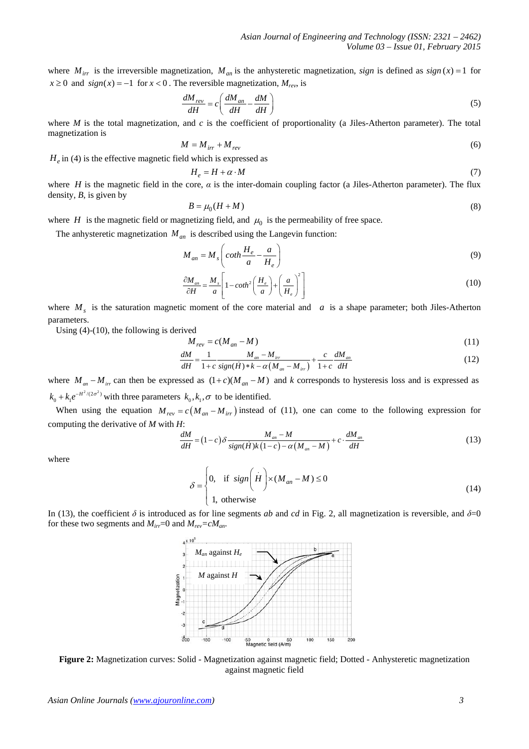where $M_{irr}$ is the irreversible magnetization, $M_{an}$ is the anhysteretic magnetization, *sign* is defined as $sign(x)=1$ for $x \geq 0$ and $sign(x)=-1$ for $x<0$. The reversible magnetization, $M_{rev}$, is

$$\frac{dM_{rev}}{dH} = c\left(\frac{dM_{an}}{dH} - \frac{dM}{dH}\right) \tag{5}$$

where $M$ is the total magnetization, and $c$ is the coefficient of proportionality (a Jiles-Atherton parameter). The total magnetization is

$$M = M_{irr} + M_{rev} \tag{6}$$

$H_e$ in (4) is the effective magnetic field which is expressed as

$$H_e = H + \alpha \cdot M \tag{7}$$

where $H$ is the magnetic field in the core, $\alpha$ is the inter-domain coupling factor (a Jiles-Atherton parameter). The flux density, $B$, is given by

$$B = \mu_0(H + M) \tag{8}$$

where $H$ is the magnetic field or magnetizing field, and $\mu_0$ is the permeability of free space.

The anhysteretic magnetization $M_{an}$ is described using the Langevin function:

$$M_{an} = M_s\left(\coth\frac{H_e}{a} - \frac{a}{H_e}\right) \tag{9}$$

$$\frac{\partial M_{an}}{\partial H} = \frac{M_s}{a}\left[1 - \coth^2\left(\frac{H_e}{a}\right) + \left(\frac{a}{H_e}\right)^2\right] \tag{10}$$

where $M_s$ is the saturation magnetic moment of the core material and $a$ is a shape parameter; both Jiles-Atherton parameters.

Using (4)-(10), the following is derived

$$M_{rev} = c(M_{an} - M) \tag{11}$$

$$\frac{dM}{dH} = \frac{1}{1+c}\frac{M_{an} - M_{irr}}{sign(\dot{H}) * k - \alpha\left(M_{an} - M_{irr}\right)} + \frac{c}{1+c}\frac{dM_{an}}{dH} \tag{12}$$

where $M_{an} - M_{irr}$ can then be expressed as $(1+c)(M_{an} - M)$ and $k$ corresponds to hysteresis loss and is expressed as $k_0 + k_1 e^{-H^2/(2\sigma^2)}$ with three parameters $k_0, k_1, \sigma$ to be identified.

When using the equation $M_{rev} = c\left(M_{an} - M_{irr}\right)$ instead of (11), one can come to the following expression for computing the derivative of $M$ with $H$:

$$\frac{dM}{dH} = (1-c)\delta\frac{M_{an} - M}{sign(\dot{H})k(1-c) - \alpha\left(M_{an} - M\right)} + c \cdot \frac{dM_{an}}{dH} \tag{13}$$

where

$$\delta = \begin{cases} 0, & \text{if } sign\left(\dot{H}\right) \times (M_{an} - M) \leq 0 \\ 1, & \text{otherwise} \end{cases} \tag{14}$$

In (13), the coefficient $\delta$ is introduced as for line segments *ab* and *cd* in Fig. 2, all magnetization is reversible, and $\delta$=0 for these two segments and $M_{irr}$=0 and $M_{rev}=cM_{an}$.

**Figure 2:** Magnetization curves: Solid - Magnetization against magnetic field; Dotted - Anhysteretic magnetization against magnetic field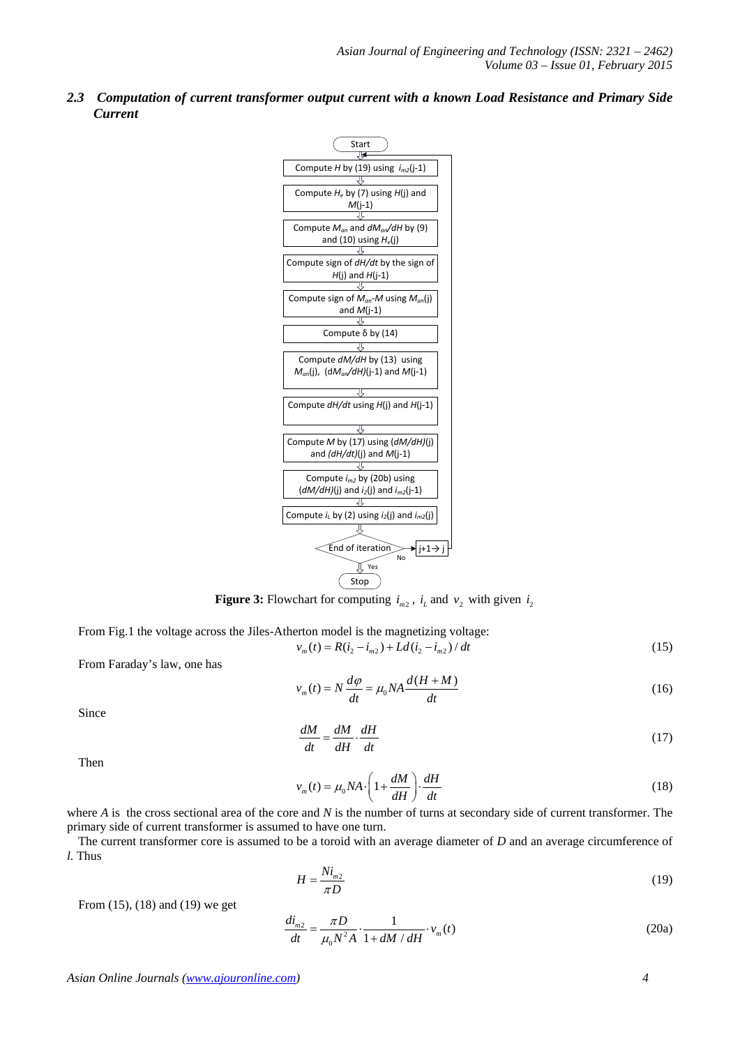### 2.3 Computation of current transformer output current with a known Load Resistance and Primary Side Current

**Figure 3:** Flowchart for computing $i_{m2}$, $i_L$ and $v_2$ with given $i_2$

From Fig.1 the voltage across the Jiles-Atherton model is the magnetizing voltage:

$$v_m(t) = R(i_2 - i_{m2}) + Ld(i_2 - i_{m2})/dt \tag{15}$$

From Faraday's law, one has

$$v_m(t) = N\frac{d\varphi}{dt} = \mu_0 NA\frac{d(H+M)}{dt} \tag{16}$$

Since

$$\frac{dM}{dt} = \frac{dM}{dH}\cdot\frac{dH}{dt} \tag{17}$$

Then

$$v_m(t) = \mu_0 NA\cdot\left(1+\frac{dM}{dH}\right)\cdot\frac{dH}{dt} \tag{18}$$

where $A$ is the cross sectional area of the core and $N$ is the number of turns at secondary side of current transformer. The primary side of current transformer is assumed to have one turn.

The current transformer core is assumed to be a toroid with an average diameter of $D$ and an average circumference of $l$. Thus

$$H = \frac{Ni_{m2}}{\pi D} \tag{19}$$

From (15), (18) and (19) we get

$$\frac{di_{m2}}{dt} = \frac{\pi D}{\mu_0 N^2 A}\cdot\frac{1}{1+dM/dH}\cdot v_m(t) \tag{20a}$$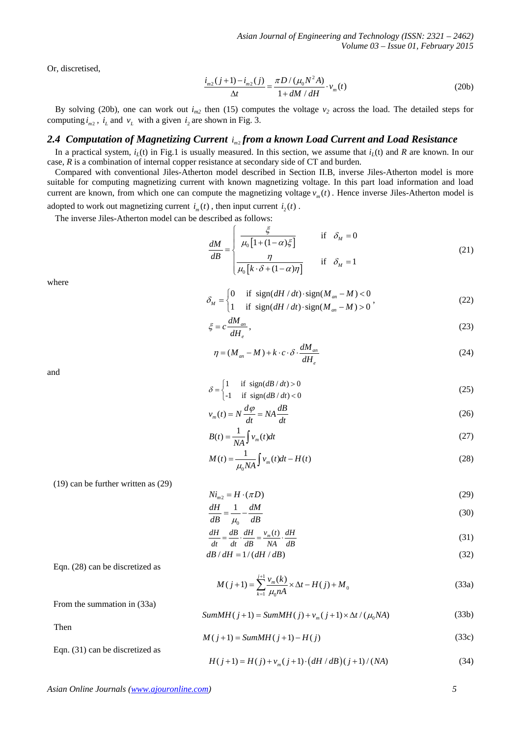Or, discretised,

$$\frac{i_{m2}(j+1)-i_{m2}(j)}{\Delta t}=\frac{\pi D/(\mu_0 N^2 A)}{1+dM/dH}\cdot v_m(t) \tag{20b}$$

By solving (20b), one can work out $i_{m2}$ then (15) computes the voltage $v_2$ across the load. The detailed steps for computing $i_{m2}$, $i_L$ and $v_L$ with a given $i_2$ are shown in Fig. 3.

## 2.4 Computation of Magnetizing Current $i_{m2}$ from a known Load Current and Load Resistance

In a practical system, $i_L(t)$ in Fig.1 is usually measured. In this section, we assume that $i_L(t)$ and $R$ are known. In our case, $R$ is a combination of internal copper resistance at secondary side of CT and burden.

Compared with conventional Jiles-Atherton model described in Section II.B, inverse Jiles-Atherton model is more suitable for computing magnetizing current with known magnetizing voltage. In this part load information and load current are known, from which one can compute the magnetizing voltage $v_m(t)$. Hence inverse Jiles-Atherton model is adopted to work out magnetizing current $i_m(t)$, then input current $i_2(t)$.

The inverse Jiles-Atherton model can be described as follows:

$$\frac{dM}{dB}=\begin{cases}\dfrac{\xi}{\mu_0\left[1+(1-\alpha)\xi\right]} & \text{if} \quad \delta_M=0\\[2ex] \dfrac{\eta}{\mu_0\left[k\cdot\delta+(1-\alpha)\eta\right]} & \text{if} \quad \delta_M=1\end{cases} \tag{21}$$

where

$$\delta_M=\begin{cases}0 & \text{if } \operatorname{sign}(dH/dt)\cdot\operatorname{sign}(M_{an}-M)<0\\ 1 & \text{if } \operatorname{sign}(dH/dt)\cdot\operatorname{sign}(M_{an}-M)>0\end{cases}, \tag{22}$$

$$\xi=c\frac{dM_{an}}{dH_e}, \tag{23}$$

$$\eta=(M_{an}-M)+k\cdot c\cdot\delta\cdot\frac{dM_{an}}{dH_e} \tag{24}$$

and

$$\delta=\begin{cases}1 & \text{if } \operatorname{sign}(dB/dt)>0\\ \text{-}1 & \text{if } \operatorname{sign}(dB/dt)<0\end{cases} \tag{25}$$

$$v_m(t)=N\frac{d\varphi}{dt}=NA\frac{dB}{dt} \tag{26}$$

$$B(t)=\frac{1}{NA}\int v_m(t)dt \tag{27}$$

$$M(t)=\frac{1}{\mu_0 NA}\int v_m(t)dt-H(t) \tag{28}$$

(19) can be further written as (29)

$$Ni_{m2}=H\cdot(\pi D) \tag{29}$$

$$\frac{dH}{dB}=\frac{1}{\mu_0}-\frac{dM}{dB} \tag{30}$$

$$\frac{dH}{dt}=\frac{dB}{dt}\cdot\frac{dH}{dB}=\frac{v_m(t)}{NA}\cdot\frac{dH}{dB} \tag{31}$$

$$dB/dH=1/(dH/dB) \tag{32}$$

Eqn. (28) can be discretized as

$$M(j+1)=\sum_{k=1}^{j+1}\frac{v_m(k)}{\mu_0 nA}\times\Delta t-H(j)+M_0 \tag{33a}$$

From the summation in (33a)

$$SumMH(j+1)=SumMH(j)+v_m(j+1)\times\Delta t/(\mu_0 NA) \tag{33b}$$

Then

$$M(j+1)=SumMH(j+1)-H(j) \tag{33c}$$

Eqn. (31) can be discretized as

$$H(j+1)=H(j)+v_m(j+1)\cdot\left(dH/dB\right)(j+1)/(NA) \tag{34}$$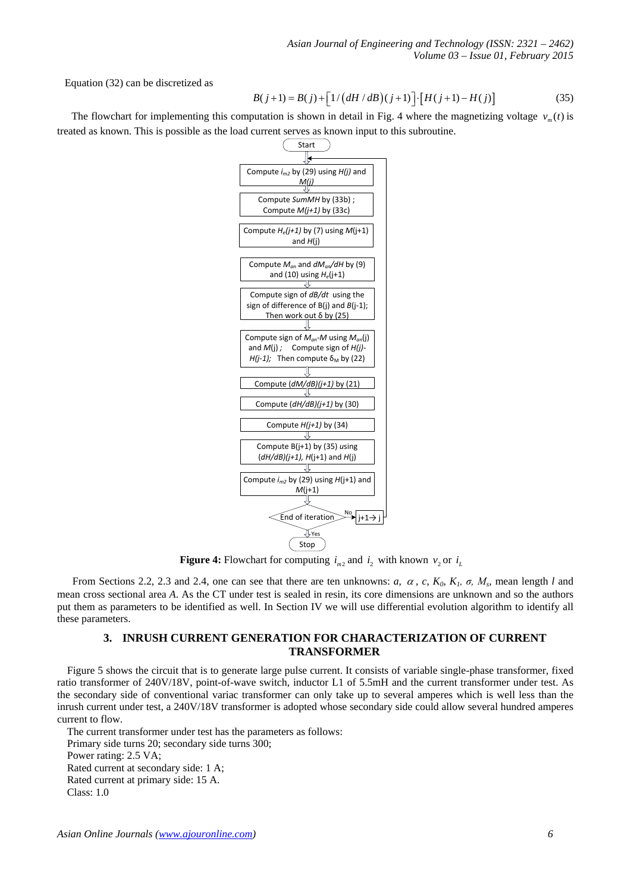Equation (32) can be discretized as

$$B(j+1) = B(j) + \left[1/\left(dH/dB\right)(j+1)\right]\cdot\left[H(j+1) - H(j)\right] \tag{35}$$

The flowchart for implementing this computation is shown in detail in Fig. 4 where the magnetizing voltage $v_m(t)$ is treated as known. This is possible as the load current serves as known input to this subroutine.

Start

Compute $i_{m2}$ by (29) using $H(j)$ and $M(j)$

Compute *SumMH* by (33b) ; Compute $M(j+1)$ by (33c)

Compute $H_e(j+1)$ by (7) using $M$(j+1) and $H$(j)

Compute $M_{an}$ and $dM_{an}/dH$ by (9) and (10) using $H_e$(j+1)

Compute sign of $dB/dt$ using the sign of difference of B(j) and $B$(j-1); Then work out δ by (25)

Compute sign of $M_{an}$-$M$ using $M_{an}$(j) and $M$(j) ; Compute sign of $H(j)$-$H(j-1)$; Then compute $\delta_M$ by (22)

Compute $(dM/dB)(j+1)$ by (21)

Compute $(dH/dB)(j+1)$ by (30)

Compute $H(j+1)$ by (34)

Compute B(j+1) by (35) using $(dH/dB)(j+1)$, $H$(j+1) and $H$(j)

Compute $i_{m2}$ by (29) using $H$(j+1) and $M$(j+1)

End of iteration — No → j+1→ j; Yes → Stop

**Figure 4:** Flowchart for computing $i_{m2}$ and $i_2$ with known $v_2$ or $i_L$

From Sections 2.2, 2.3 and 2.4, one can see that there are ten unknowns: *a,* $\alpha$, *c*, $K_0$, $K_1$, $\sigma$, $M_s$, mean length *l* and mean cross sectional area *A*. As the CT under test is sealed in resin, its core dimensions are unknown and so the authors put them as parameters to be identified as well. In Section IV we will use differential evolution algorithm to identify all these parameters.

## 3. INRUSH CURRENT GENERATION FOR CHARACTERIZATION OF CURRENT TRANSFORMER

Figure 5 shows the circuit that is to generate large pulse current. It consists of variable single-phase transformer, fixed ratio transformer of 240V/18V, point-of-wave switch, inductor L1 of 5.5mH and the current transformer under test. As the secondary side of conventional variac transformer can only take up to several amperes which is well less than the inrush current under test, a 240V/18V transformer is adopted whose secondary side could allow several hundred amperes current to flow.

The current transformer under test has the parameters as follows:
Primary side turns 20; secondary side turns 300;
Power rating: 2.5 VA;
Rated current at secondary side: 1 A;
Rated current at primary side: 15 A.
Class: 1.0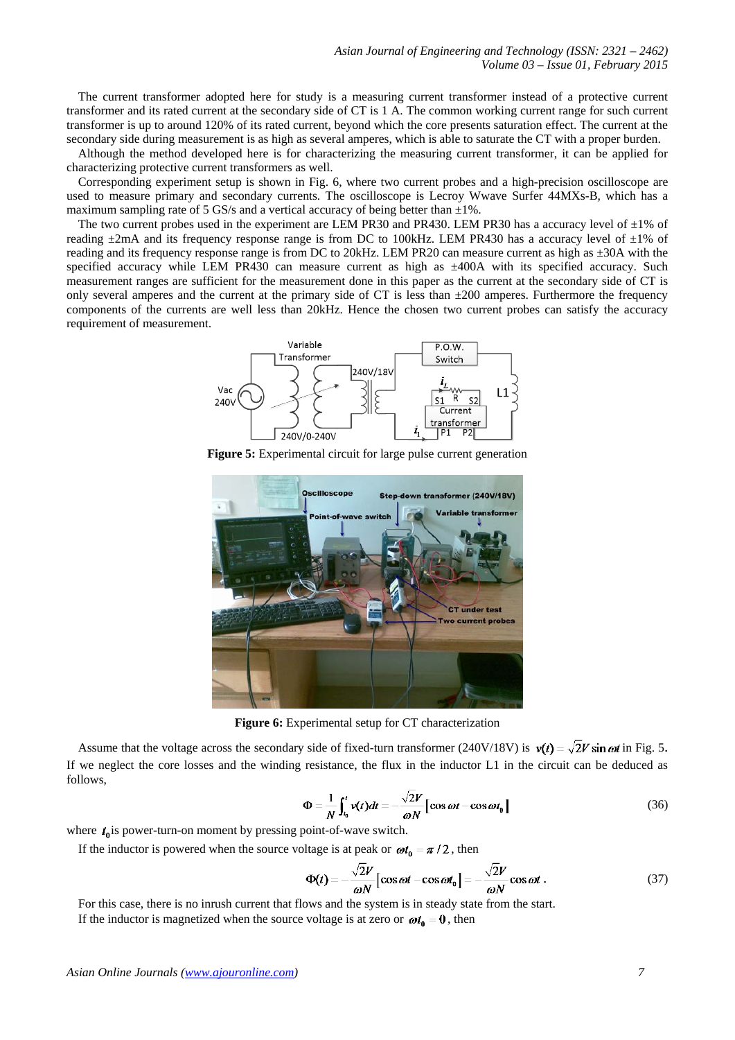The current transformer adopted here for study is a measuring current transformer instead of a protective current transformer and its rated current at the secondary side of CT is 1 A. The common working current range for such current transformer is up to around 120% of its rated current, beyond which the core presents saturation effect. The current at the secondary side during measurement is as high as several amperes, which is able to saturate the CT with a proper burden.

Although the method developed here is for characterizing the measuring current transformer, it can be applied for characterizing protective current transformers as well.

Corresponding experiment setup is shown in Fig. 6, where two current probes and a high-precision oscilloscope are used to measure primary and secondary currents. The oscilloscope is Lecroy Wwave Surfer 44MXs-B, which has a maximum sampling rate of 5 GS/s and a vertical accuracy of being better than ±1%.

The two current probes used in the experiment are LEM PR30 and PR430. LEM PR30 has a accuracy level of ±1% of reading ±2mA and its frequency response range is from DC to 100kHz. LEM PR430 has a accuracy level of ±1% of reading and its frequency response range is from DC to 20kHz. LEM PR20 can measure current as high as ±30A with the specified accuracy while LEM PR430 can measure current as high as ±400A with its specified accuracy. Such measurement ranges are sufficient for the measurement done in this paper as the current at the secondary side of CT is only several amperes and the current at the primary side of CT is less than ±200 amperes. Furthermore the frequency components of the currents are well less than 20kHz. Hence the chosen two current probes can satisfy the accuracy requirement of measurement.

**Figure 5:** Experimental circuit for large pulse current generation

**Figure 6:** Experimental setup for CT characterization

Assume that the voltage across the secondary side of fixed-turn transformer (240V/18V) is $v(t) = \sqrt{2}V \sin \omega t$ in Fig. 5. If we neglect the core losses and the winding resistance, the flux in the inductor L1 in the circuit can be deduced as follows,

$$\Phi = \frac{1}{N}\int_{t_0}^{t} v(t)dt = -\frac{\sqrt{2}V}{\omega N}\left[\cos \omega t - \cos \omega t_0\right] \tag{36}$$

where $t_0$ is power-turn-on moment by pressing point-of-wave switch.

If the inductor is powered when the source voltage is at peak or $\omega t_0 = \pi / 2$, then

$$\Phi(t) = -\frac{\sqrt{2}V}{\omega N}\left[\cos \omega t - \cos \omega t_0\right] = -\frac{\sqrt{2}V}{\omega N}\cos \omega t \,. \tag{37}$$

For this case, there is no inrush current that flows and the system is in steady state from the start.

If the inductor is magnetized when the source voltage is at zero or $\omega t_0 = 0$, then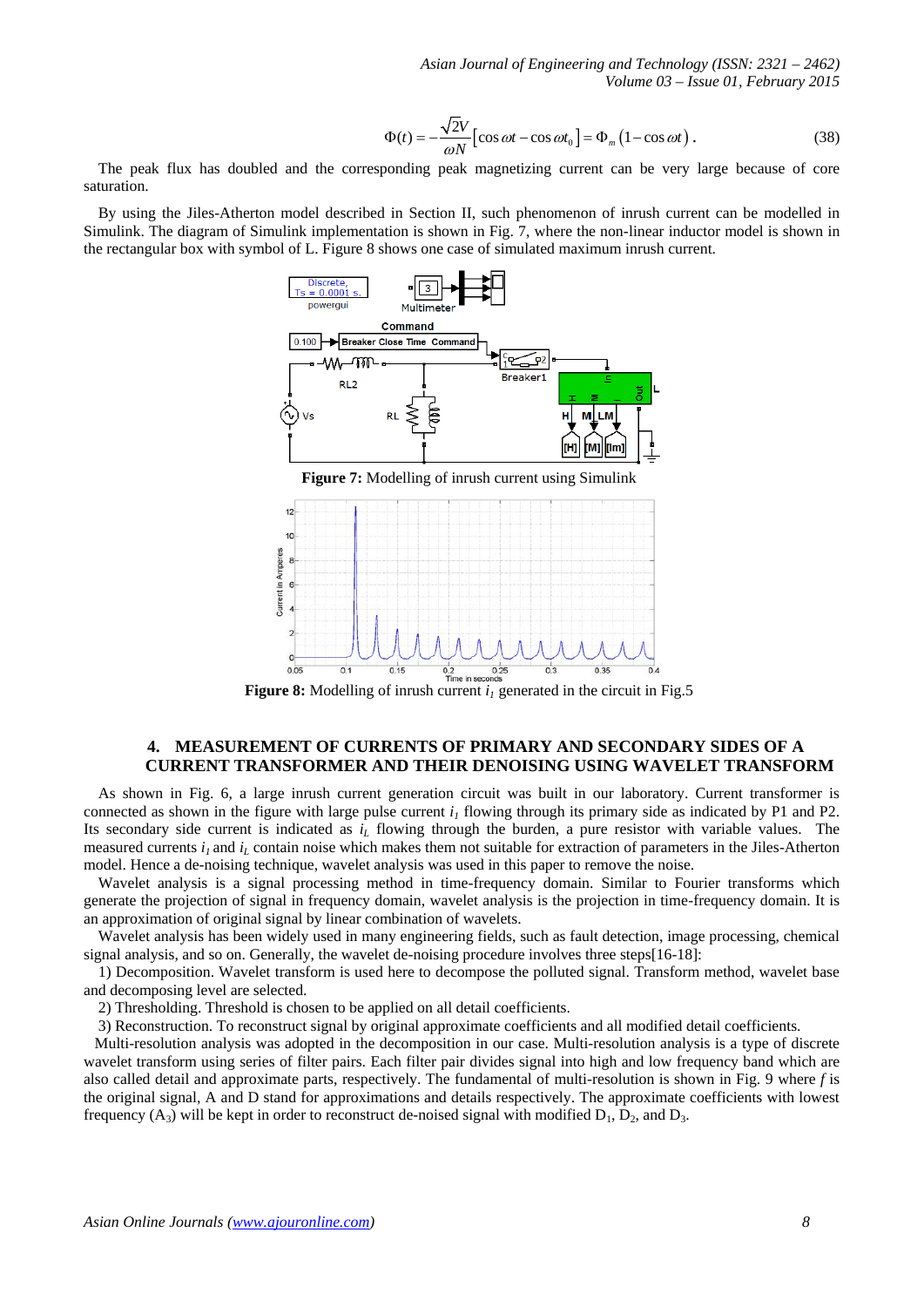$$\Phi(t) = -\frac{\sqrt{2}V}{\omega N}\left[\cos\omega t - \cos\omega t_0\right] = \Phi_m\left(1 - \cos\omega t\right). \tag{38}$$

The peak flux has doubled and the corresponding peak magnetizing current can be very large because of core saturation.

By using the Jiles-Atherton model described in Section II, such phenomenon of inrush current can be modelled in Simulink. The diagram of Simulink implementation is shown in Fig. 7, where the non-linear inductor model is shown in the rectangular box with symbol of L. Figure 8 shows one case of simulated maximum inrush current.

**Figure 7:** Modelling of inrush current using Simulink

**Figure 8:** Modelling of inrush current $i_1$ generated in the circuit in Fig.5

## 4. MEASUREMENT OF CURRENTS OF PRIMARY AND SECONDARY SIDES OF A CURRENT TRANSFORMER AND THEIR DENOISING USING WAVELET TRANSFORM

As shown in Fig. 6, a large inrush current generation circuit was built in our laboratory. Current transformer is connected as shown in the figure with large pulse current $i_1$ flowing through its primary side as indicated by P1 and P2. Its secondary side current is indicated as $i_L$ flowing through the burden, a pure resistor with variable values. The measured currents $i_1$ and $i_L$ contain noise which makes them not suitable for extraction of parameters in the Jiles-Atherton model. Hence a de-noising technique, wavelet analysis was used in this paper to remove the noise.

Wavelet analysis is a signal processing method in time-frequency domain. Similar to Fourier transforms which generate the projection of signal in frequency domain, wavelet analysis is the projection in time-frequency domain. It is an approximation of original signal by linear combination of wavelets.

Wavelet analysis has been widely used in many engineering fields, such as fault detection, image processing, chemical signal analysis, and so on. Generally, the wavelet de-noising procedure involves three steps[16-18]:

1) Decomposition. Wavelet transform is used here to decompose the polluted signal. Transform method, wavelet base and decomposing level are selected.

2) Thresholding. Threshold is chosen to be applied on all detail coefficients.

3) Reconstruction. To reconstruct signal by original approximate coefficients and all modified detail coefficients.

Multi-resolution analysis was adopted in the decomposition in our case. Multi-resolution analysis is a type of discrete wavelet transform using series of filter pairs. Each filter pair divides signal into high and low frequency band which are also called detail and approximate parts, respectively. The fundamental of multi-resolution is shown in Fig. 9 where $f$ is the original signal, A and D stand for approximations and details respectively. The approximate coefficients with lowest frequency ($A_3$) will be kept in order to reconstruct de-noised signal with modified $D_1$, $D_2$, and $D_3$.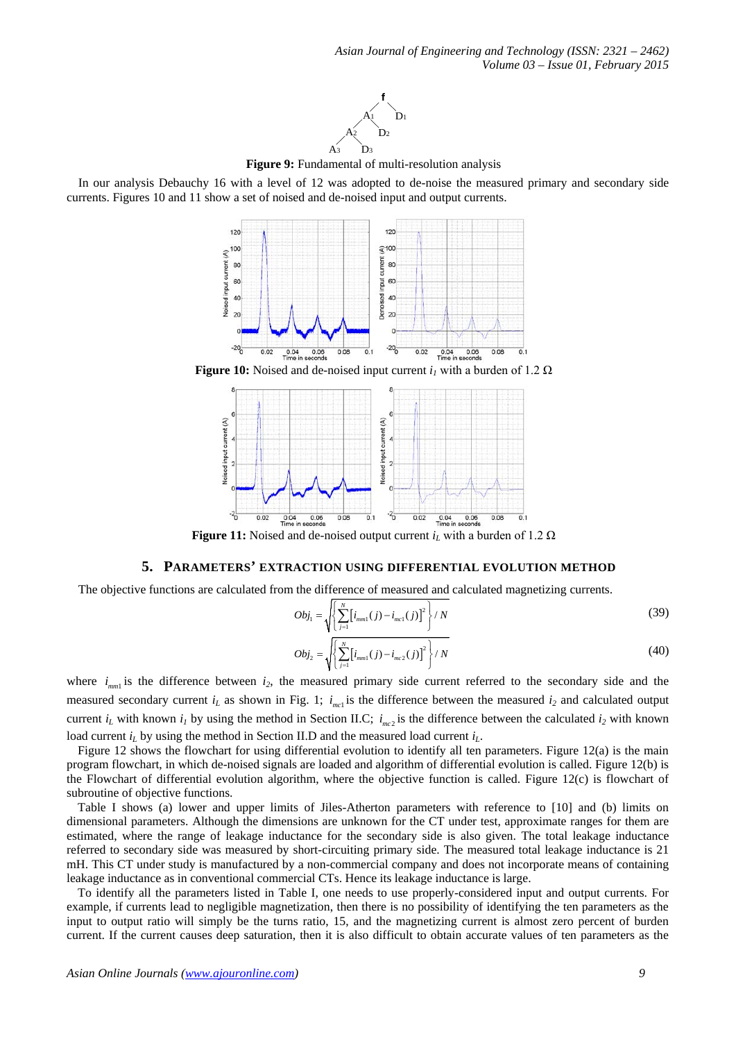**Figure 9:** Fundamental of multi-resolution analysis

In our analysis Debauchy 16 with a level of 12 was adopted to de-noise the measured primary and secondary side currents. Figures 10 and 11 show a set of noised and de-noised input and output currents.

**Figure 10:** Noised and de-noised input current $i_1$ with a burden of 1.2 Ω

**Figure 11:** Noised and de-noised output current $i_L$ with a burden of 1.2 Ω

## 5. PARAMETERS' EXTRACTION USING DIFFERENTIAL EVOLUTION METHOD

The objective functions are calculated from the difference of measured and calculated magnetizing currents.

$$Obj_1 = \sqrt{\left\{ \sum_{j=1}^{N} \left[ i_{mm1}(j) - i_{mc1}(j) \right]^2 \right\} / N} \tag{39}$$

$$Obj_2 = \sqrt{\left\{ \sum_{j=1}^{N} \left[ i_{mm1}(j) - i_{mc2}(j) \right]^2 \right\} / N} \tag{40}$$

where $i_{mm1}$ is the difference between $i_2$, the measured primary side current referred to the secondary side and the measured secondary current $i_L$ as shown in Fig. 1; $i_{mc1}$ is the difference between the measured $i_2$ and calculated output current $i_L$ with known $i_1$ by using the method in Section II.C; $i_{mc2}$ is the difference between the calculated $i_2$ with known load current $i_L$ by using the method in Section II.D and the measured load current $i_L$.

Figure 12 shows the flowchart for using differential evolution to identify all ten parameters. Figure 12(a) is the main program flowchart, in which de-noised signals are loaded and algorithm of differential evolution is called. Figure 12(b) is the Flowchart of differential evolution algorithm, where the objective function is called. Figure 12(c) is flowchart of subroutine of objective functions.

Table I shows (a) lower and upper limits of Jiles-Atherton parameters with reference to [10] and (b) limits on dimensional parameters. Although the dimensions are unknown for the CT under test, approximate ranges for them are estimated, where the range of leakage inductance for the secondary side is also given. The total leakage inductance referred to secondary side was measured by short-circuiting primary side. The measured total leakage inductance is 21 mH. This CT under study is manufactured by a non-commercial company and does not incorporate means of containing leakage inductance as in conventional commercial CTs. Hence its leakage inductance is large.

To identify all the parameters listed in Table I, one needs to use properly-considered input and output currents. For example, if currents lead to negligible magnetization, then there is no possibility of identifying the ten parameters as the input to output ratio will simply be the turns ratio, 15, and the magnetizing current is almost zero percent of burden current. If the current causes deep saturation, then it is also difficult to obtain accurate values of ten parameters as the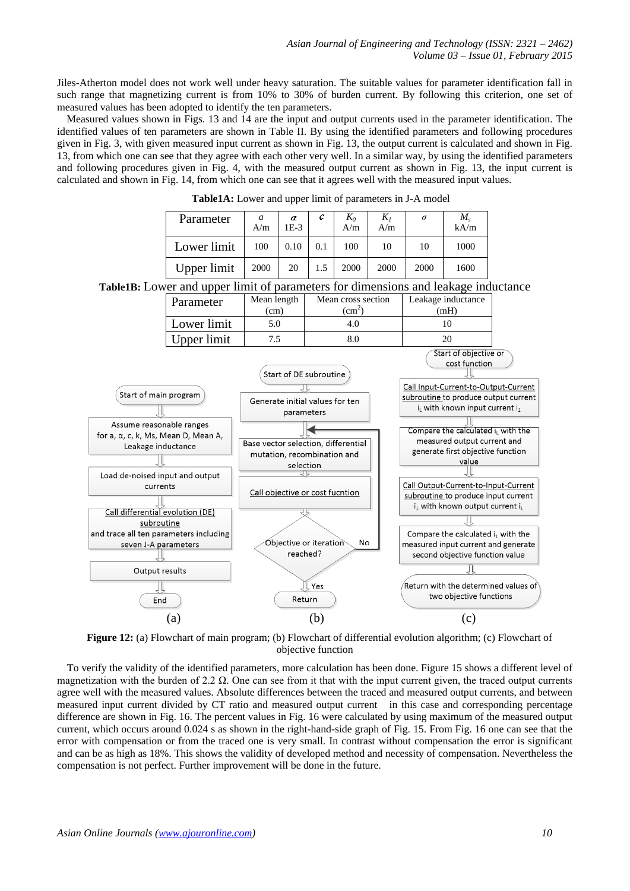Jiles-Atherton model does not work well under heavy saturation. The suitable values for parameter identification fall in such range that magnetizing current is from 10% to 30% of burden current. By following this criterion, one set of measured values has been adopted to identify the ten parameters.

Measured values shown in Figs. 13 and 14 are the input and output currents used in the parameter identification. The identified values of ten parameters are shown in Table II. By using the identified parameters and following procedures given in Fig. 3, with given measured input current as shown in Fig. 13, the output current is calculated and shown in Fig. 13, from which one can see that they agree with each other very well. In a similar way, by using the identified parameters and following procedures given in Fig. 4, with the measured output current as shown in Fig. 13, the input current is calculated and shown in Fig. 14, from which one can see that it agrees well with the measured input values.

**Table1A:** Lower and upper limit of parameters in J-A model

| Parameter | $a$ A/m | $\alpha$ 1E-3 | $c$ | $K_0$ A/m | $K_1$ A/m | $\sigma$ | $M_s$ kA/m |
|---|---|---|---|---|---|---|---|
| Lower limit | 100 | 0.10 | 0.1 | 100 | 10 | 10 | 1000 |
| Upper limit | 2000 | 20 | 1.5 | 2000 | 2000 | 2000 | 1600 |

**Table1B:** Lower and upper limit of parameters for dimensions and leakage inductance

| Parameter | Mean length (cm) | Mean cross section ($cm^2$) | Leakage inductance (mH) |
|---|---|---|---|
| Lower limit | 5.0 | 4.0 | 10 |
| Upper limit | 7.5 | 8.0 | 20 |

(a): Start of main program → Assume reasonable ranges for a, α, c, k, Ms, Mean D, Mean A, Leakage inductance → Load de-noised input and output currents → Call differential evolution (DE) subroutine and trace all ten parameters including seven J-A parameters → Output results → End

(b): Start of DE subroutine → Generate initial values for ten parameters → Base vector selection, differential mutation, recombination and selection → Call objective or cost fucntion → Objective or iteration reached? (No → back to Base vector selection; Yes → Return)

(c): Start of objective or cost function → Call Input-Current-to-Output-Current subroutine to produce output current $i_L$ with known input current $i_1$ → Compare the calculated $i_L$ with the measured output current and generate first objective function value → Call Output-Current-to-Input-Current subroutine to produce input current $i_1$ with known output current $i_L$ → Compare the calculated $i_1$ with the measured input current and generate second objective function value → Return with the determined values of two objective functions

**Figure 12:** (a) Flowchart of main program; (b) Flowchart of differential evolution algorithm; (c) Flowchart of objective function

To verify the validity of the identified parameters, more calculation has been done. Figure 15 shows a different level of magnetization with the burden of 2.2 Ω. One can see from it that with the input current given, the traced output currents agree well with the measured values. Absolute differences between the traced and measured output currents, and between measured input current divided by CT ratio and measured output current in this case and corresponding percentage difference are shown in Fig. 16. The percent values in Fig. 16 were calculated by using maximum of the measured output current, which occurs around 0.024 s as shown in the right-hand-side graph of Fig. 15. From Fig. 16 one can see that the error with compensation or from the traced one is very small. In contrast without compensation the error is significant and can be as high as 18%. This shows the validity of developed method and necessity of compensation. Nevertheless the compensation is not perfect. Further improvement will be done in the future.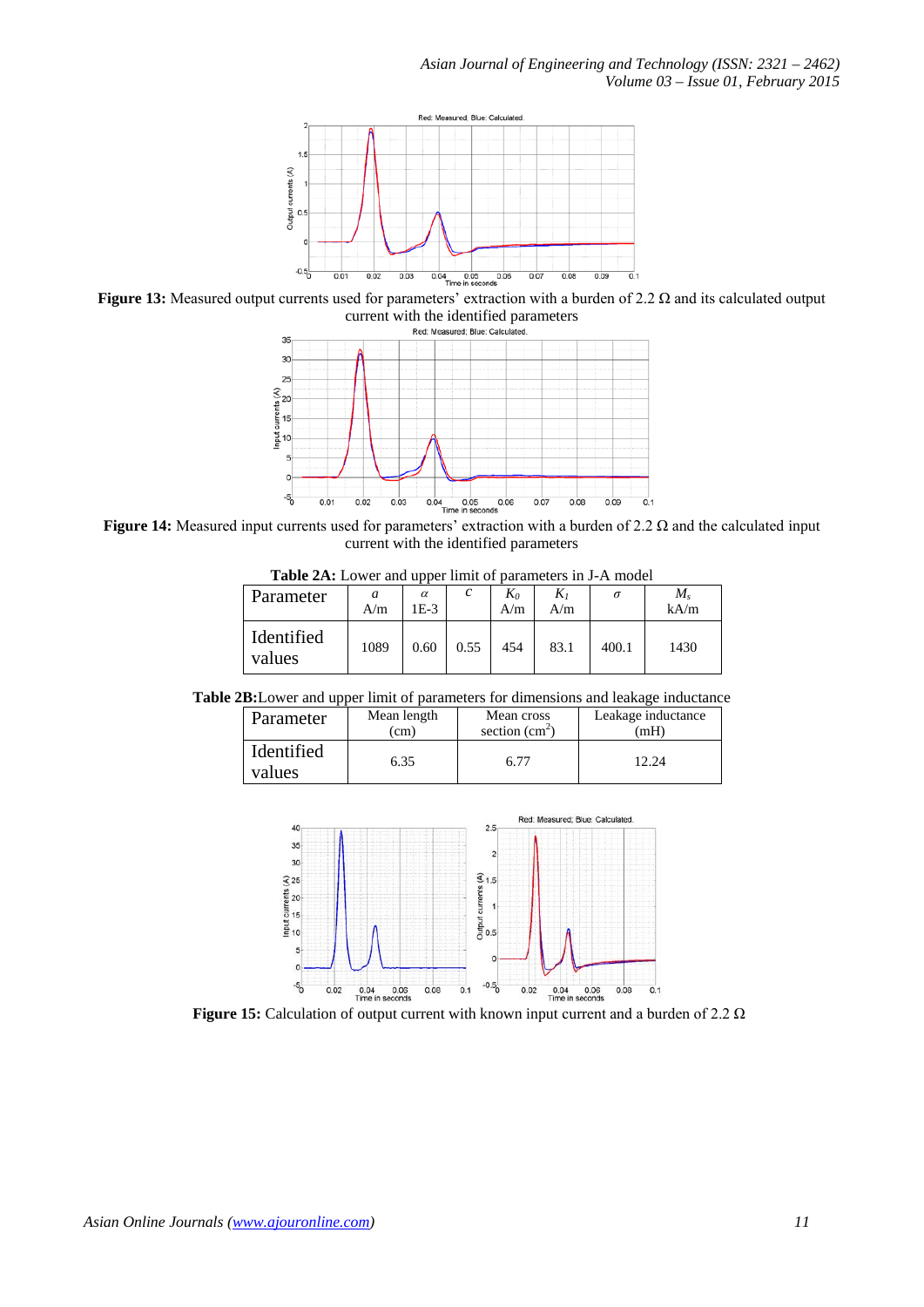**Figure 13:** Measured output currents used for parameters' extraction with a burden of 2.2 Ω and its calculated output current with the identified parameters

**Figure 14:** Measured input currents used for parameters' extraction with a burden of 2.2 Ω and the calculated input current with the identified parameters

**Table 2A:** Lower and upper limit of parameters in J-A model

| Parameter | $a$ A/m | $\alpha$ 1E-3 | $c$ | $K_0$ A/m | $K_1$ A/m | $\sigma$ | $M_s$ kA/m |
|---|---|---|---|---|---|---|---|
| Identified values | 1089 | 0.60 | 0.55 | 454 | 83.1 | 400.1 | 1430 |

**Table 2B:** Lower and upper limit of parameters for dimensions and leakage inductance

| Parameter | Mean length (cm) | Mean cross section ($cm^2$) | Leakage inductance (mH) |
|---|---|---|---|
| Identified values | 6.35 | 6.77 | 12.24 |

**Figure 15:** Calculation of output current with known input current and a burden of 2.2 Ω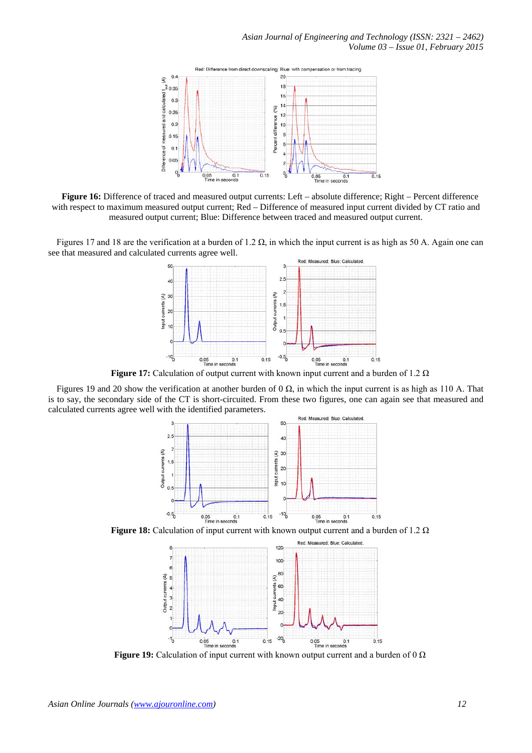**Figure 16:** Difference of traced and measured output currents: Left – absolute difference; Right – Percent difference with respect to maximum measured output current; Red – Difference of measured input current divided by CT ratio and measured output current; Blue: Difference between traced and measured output current.

Figures 17 and 18 are the verification at a burden of 1.2 Ω, in which the input current is as high as 50 A. Again one can see that measured and calculated currents agree well.

**Figure 17:** Calculation of output current with known input current and a burden of 1.2 Ω

Figures 19 and 20 show the verification at another burden of 0 Ω, in which the input current is as high as 110 A. That is to say, the secondary side of the CT is short-circuited. From these two figures, one can again see that measured and calculated currents agree well with the identified parameters.

**Figure 18:** Calculation of input current with known output current and a burden of 1.2 Ω

**Figure 19:** Calculation of input current with known output current and a burden of 0 Ω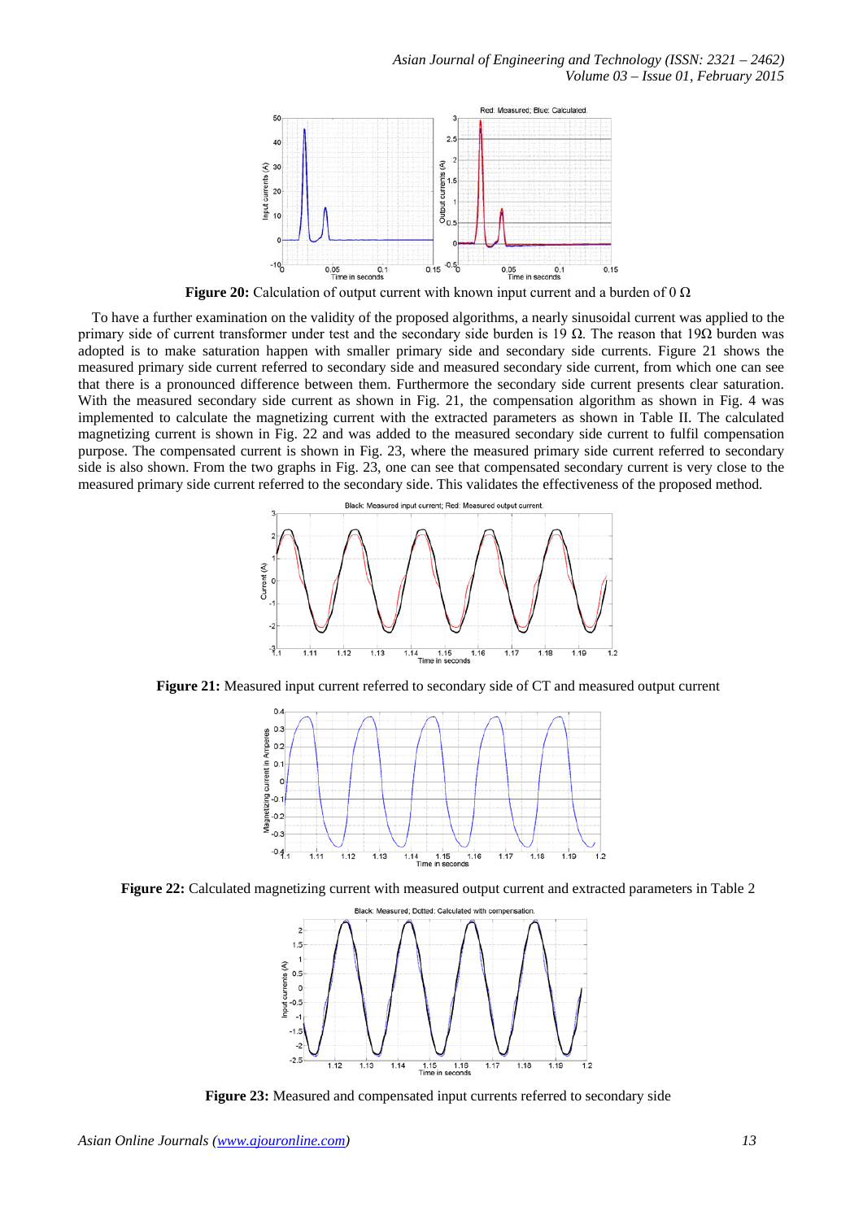**Figure 20:** Calculation of output current with known input current and a burden of 0 Ω

To have a further examination on the validity of the proposed algorithms, a nearly sinusoidal current was applied to the primary side of current transformer under test and the secondary side burden is 19 Ω. The reason that 19Ω burden was adopted is to make saturation happen with smaller primary side and secondary side currents. Figure 21 shows the measured primary side current referred to secondary side and measured secondary side current, from which one can see that there is a pronounced difference between them. Furthermore the secondary side current presents clear saturation. With the measured secondary side current as shown in Fig. 21, the compensation algorithm as shown in Fig. 4 was implemented to calculate the magnetizing current with the extracted parameters as shown in Table II. The calculated magnetizing current is shown in Fig. 22 and was added to the measured secondary side current to fulfil compensation purpose. The compensated current is shown in Fig. 23, where the measured primary side current referred to secondary side is also shown. From the two graphs in Fig. 23, one can see that compensated secondary current is very close to the measured primary side current referred to the secondary side. This validates the effectiveness of the proposed method.

**Figure 21:** Measured input current referred to secondary side of CT and measured output current

**Figure 22:** Calculated magnetizing current with measured output current and extracted parameters in Table 2

**Figure 23:** Measured and compensated input currents referred to secondary side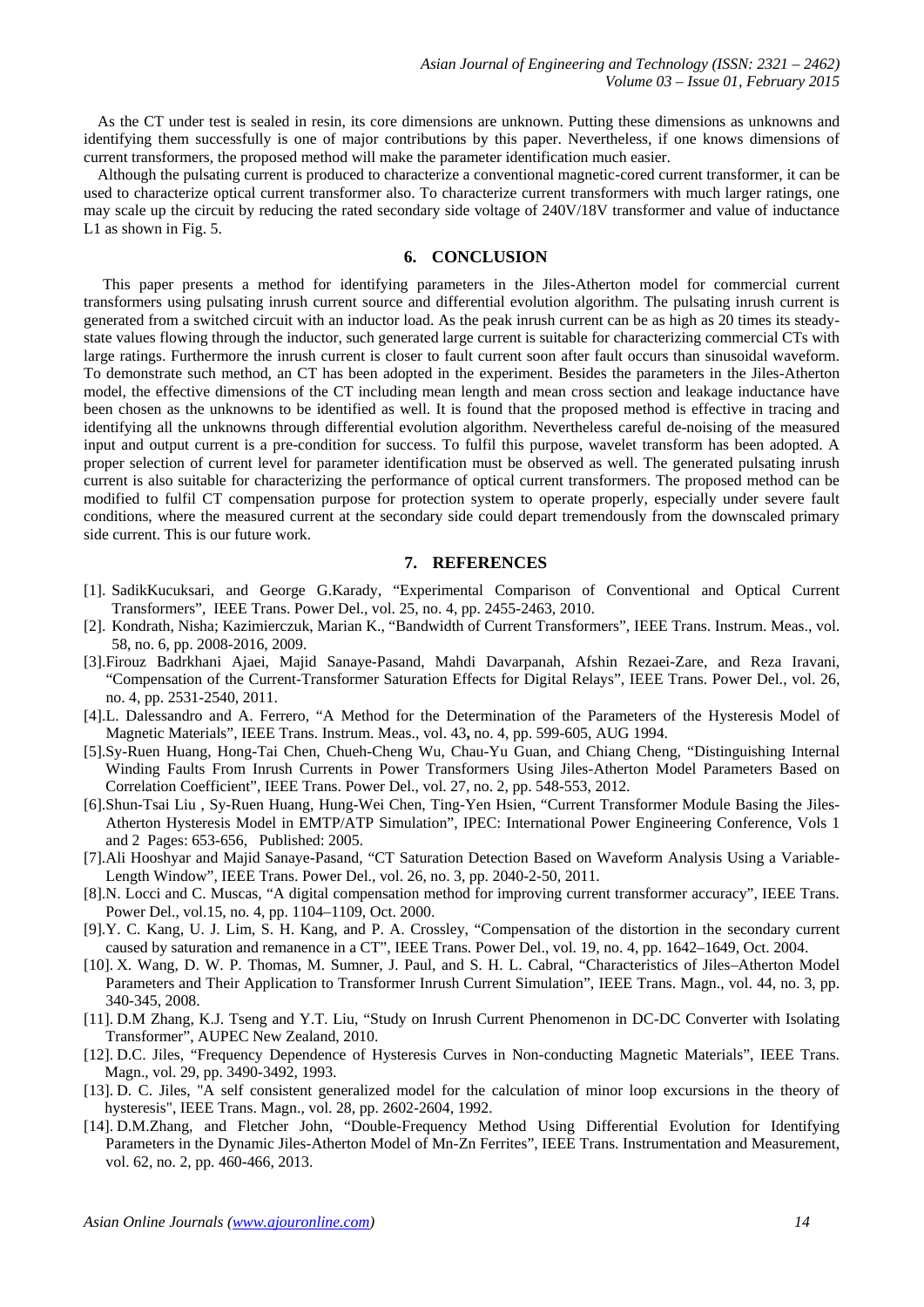As the CT under test is sealed in resin, its core dimensions are unknown. Putting these dimensions as unknowns and identifying them successfully is one of major contributions by this paper. Nevertheless, if one knows dimensions of current transformers, the proposed method will make the parameter identification much easier.

Although the pulsating current is produced to characterize a conventional magnetic-cored current transformer, it can be used to characterize optical current transformer also. To characterize current transformers with much larger ratings, one may scale up the circuit by reducing the rated secondary side voltage of 240V/18V transformer and value of inductance L1 as shown in Fig. 5.

## 6. CONCLUSION

This paper presents a method for identifying parameters in the Jiles-Atherton model for commercial current transformers using pulsating inrush current source and differential evolution algorithm. The pulsating inrush current is generated from a switched circuit with an inductor load. As the peak inrush current can be as high as 20 times its steady-state values flowing through the inductor, such generated large current is suitable for characterizing commercial CTs with large ratings. Furthermore the inrush current is closer to fault current soon after fault occurs than sinusoidal waveform. To demonstrate such method, an CT has been adopted in the experiment. Besides the parameters in the Jiles-Atherton model, the effective dimensions of the CT including mean length and mean cross section and leakage inductance have been chosen as the unknowns to be identified as well. It is found that the proposed method is effective in tracing and identifying all the unknowns through differential evolution algorithm. Nevertheless careful de-noising of the measured input and output current is a pre-condition for success. To fulfil this purpose, wavelet transform has been adopted. A proper selection of current level for parameter identification must be observed as well. The generated pulsating inrush current is also suitable for characterizing the performance of optical current transformers. The proposed method can be modified to fulfil CT compensation purpose for protection system to operate properly, especially under severe fault conditions, where the measured current at the secondary side could depart tremendously from the downscaled primary side current. This is our future work.

## 7. REFERENCES

[1]. SadikKucuksari, and George G.Karady, "Experimental Comparison of Conventional and Optical Current Transformers", IEEE Trans. Power Del., vol. 25, no. 4, pp. 2455-2463, 2010.

[2]. Kondrath, Nisha; Kazimierczuk, Marian K., "Bandwidth of Current Transformers", IEEE Trans. Instrum. Meas., vol. 58, no. 6, pp. 2008-2016, 2009.

[3].Firouz Badrkhani Ajaei, Majid Sanaye-Pasand, Mahdi Davarpanah, Afshin Rezaei-Zare, and Reza Iravani, "Compensation of the Current-Transformer Saturation Effects for Digital Relays", IEEE Trans. Power Del., vol. 26, no. 4, pp. 2531-2540, 2011.

[4].L. Dalessandro and A. Ferrero, "A Method for the Determination of the Parameters of the Hysteresis Model of Magnetic Materials", IEEE Trans. Instrum. Meas., vol. 43**,** no. 4, pp. 599-605, AUG 1994.

[5].Sy-Ruen Huang, Hong-Tai Chen, Chueh-Cheng Wu, Chau-Yu Guan, and Chiang Cheng, "Distinguishing Internal Winding Faults From Inrush Currents in Power Transformers Using Jiles-Atherton Model Parameters Based on Correlation Coefficient", IEEE Trans. Power Del., vol. 27, no. 2, pp. 548-553, 2012.

[6].Shun-Tsai Liu , Sy-Ruen Huang, Hung-Wei Chen, Ting-Yen Hsien, "Current Transformer Module Basing the Jiles-Atherton Hysteresis Model in EMTP/ATP Simulation", IPEC: International Power Engineering Conference, Vols 1 and 2 Pages: 653-656, Published: 2005.

[7].Ali Hooshyar and Majid Sanaye-Pasand, "CT Saturation Detection Based on Waveform Analysis Using a Variable-Length Window", IEEE Trans. Power Del., vol. 26, no. 3, pp. 2040-2-50, 2011.

[8].N. Locci and C. Muscas, "A digital compensation method for improving current transformer accuracy", IEEE Trans. Power Del., vol.15, no. 4, pp. 1104–1109, Oct. 2000.

[9].Y. C. Kang, U. J. Lim, S. H. Kang, and P. A. Crossley, "Compensation of the distortion in the secondary current caused by saturation and remanence in a CT", IEEE Trans. Power Del., vol. 19, no. 4, pp. 1642–1649, Oct. 2004.

[10]. X. Wang, D. W. P. Thomas, M. Sumner, J. Paul, and S. H. L. Cabral, "Characteristics of Jiles–Atherton Model Parameters and Their Application to Transformer Inrush Current Simulation", IEEE Trans. Magn., vol. 44, no. 3, pp. 340-345, 2008.

[11]. D.M Zhang, K.J. Tseng and Y.T. Liu, "Study on Inrush Current Phenomenon in DC-DC Converter with Isolating Transformer", AUPEC New Zealand, 2010.

[12]. D.C. Jiles, "Frequency Dependence of Hysteresis Curves in Non-conducting Magnetic Materials", IEEE Trans. Magn., vol. 29, pp. 3490-3492, 1993.

[13]. D. C. Jiles, "A self consistent generalized model for the calculation of minor loop excursions in the theory of hysteresis", IEEE Trans. Magn., vol. 28, pp. 2602-2604, 1992.

[14]. D.M.Zhang, and Fletcher John, "Double-Frequency Method Using Differential Evolution for Identifying Parameters in the Dynamic Jiles-Atherton Model of Mn-Zn Ferrites", IEEE Trans. Instrumentation and Measurement, vol. 62, no. 2, pp. 460-466, 2013.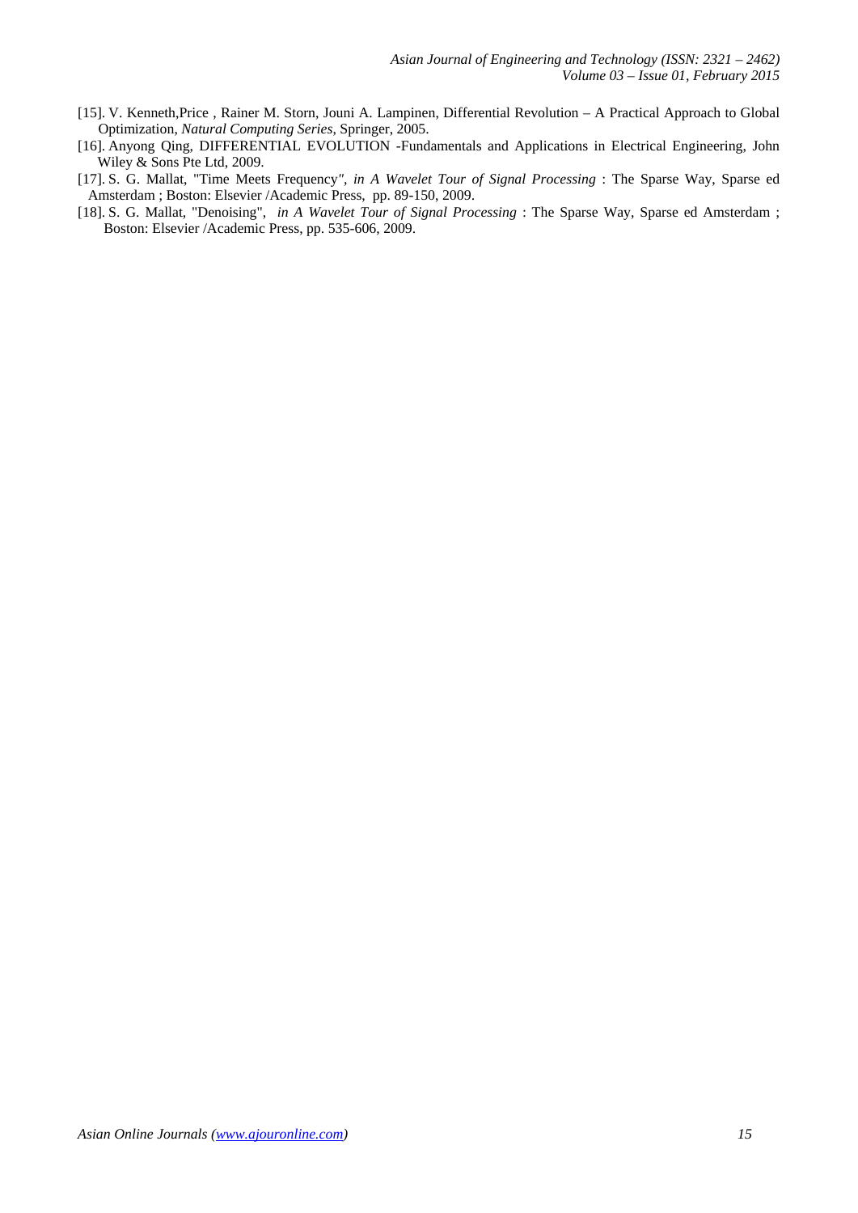[15]. V. Kenneth,Price , Rainer M. Storn, Jouni A. Lampinen, Differential Revolution – A Practical Approach to Global Optimization, *Natural Computing Series*, Springer, 2005.

[16]. Anyong Qing, DIFFERENTIAL EVOLUTION -Fundamentals and Applications in Electrical Engineering, John Wiley & Sons Pte Ltd, 2009.

[17]. S. G. Mallat, "Time Meets Frequency", *in A Wavelet Tour of Signal Processing* : The Sparse Way, Sparse ed Amsterdam ; Boston: Elsevier /Academic Press, pp. 89-150, 2009.

[18]. S. G. Mallat, "Denoising", *in A Wavelet Tour of Signal Processing* : The Sparse Way, Sparse ed Amsterdam ; Boston: Elsevier /Academic Press, pp. 535-606, 2009.